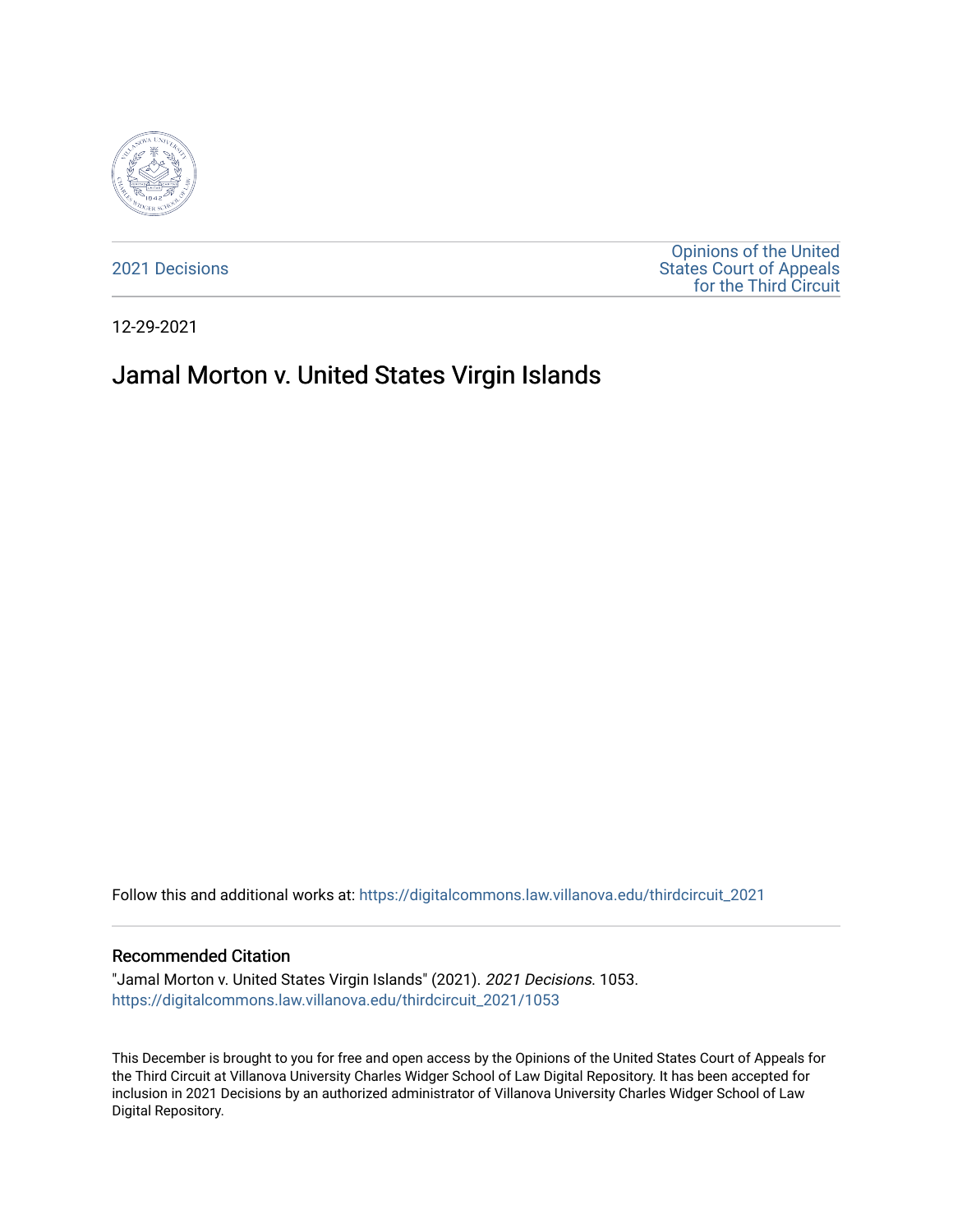2021 Decisions

Opinions of the United States Court of Appeals for the Third Circuit

12-29-2021

# Jamal Morton v. United States Virgin Islands

Follow this and additional works at: https://digitalcommons.law.villanova.edu/thirdcircuit_2021

## Recommended Citation

"Jamal Morton v. United States Virgin Islands" (2021). *2021 Decisions*. 1053.
https://digitalcommons.law.villanova.edu/thirdcircuit_2021/1053

This December is brought to you for free and open access by the Opinions of the United States Court of Appeals for the Third Circuit at Villanova University Charles Widger School of Law Digital Repository. It has been accepted for inclusion in 2021 Decisions by an authorized administrator of Villanova University Charles Widger School of Law Digital Repository.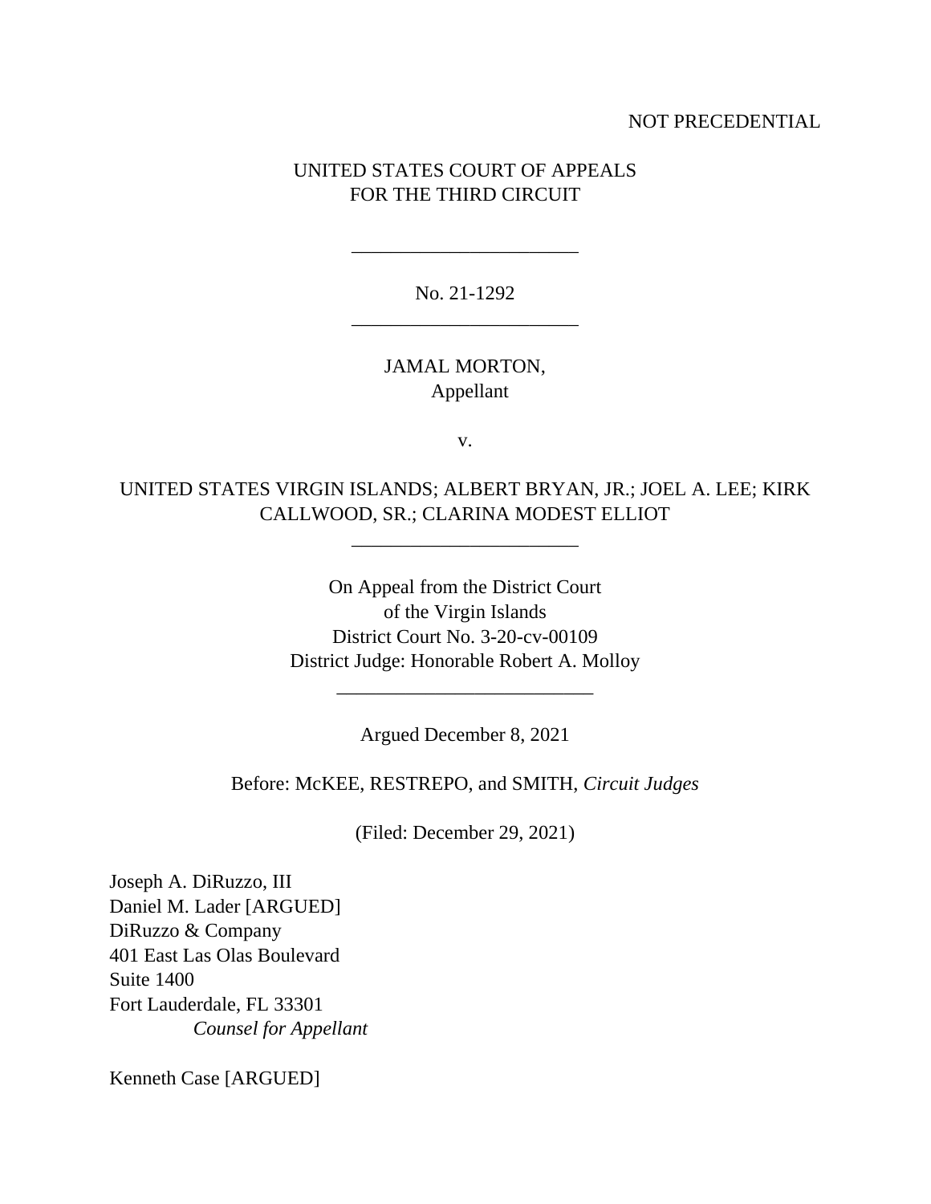NOT PRECEDENTIAL

UNITED STATES COURT OF APPEALS
FOR THE THIRD CIRCUIT

---

No. 21-1292

---

JAMAL MORTON,
Appellant

v.

UNITED STATES VIRGIN ISLANDS; ALBERT BRYAN, JR.; JOEL A. LEE; KIRK CALLWOOD, SR.; CLARINA MODEST ELLIOT

---

On Appeal from the District Court
of the Virgin Islands
District Court No. 3-20-cv-00109
District Judge: Honorable Robert A. Molloy

---

Argued December 8, 2021

Before: McKEE, RESTREPO, and SMITH, *Circuit Judges*

(Filed: December 29, 2021)

Joseph A. DiRuzzo, III
Daniel M. Lader [ARGUED]
DiRuzzo & Company
401 East Las Olas Boulevard
Suite 1400
Fort Lauderdale, FL 33301
*Counsel for Appellant*

Kenneth Case [ARGUED]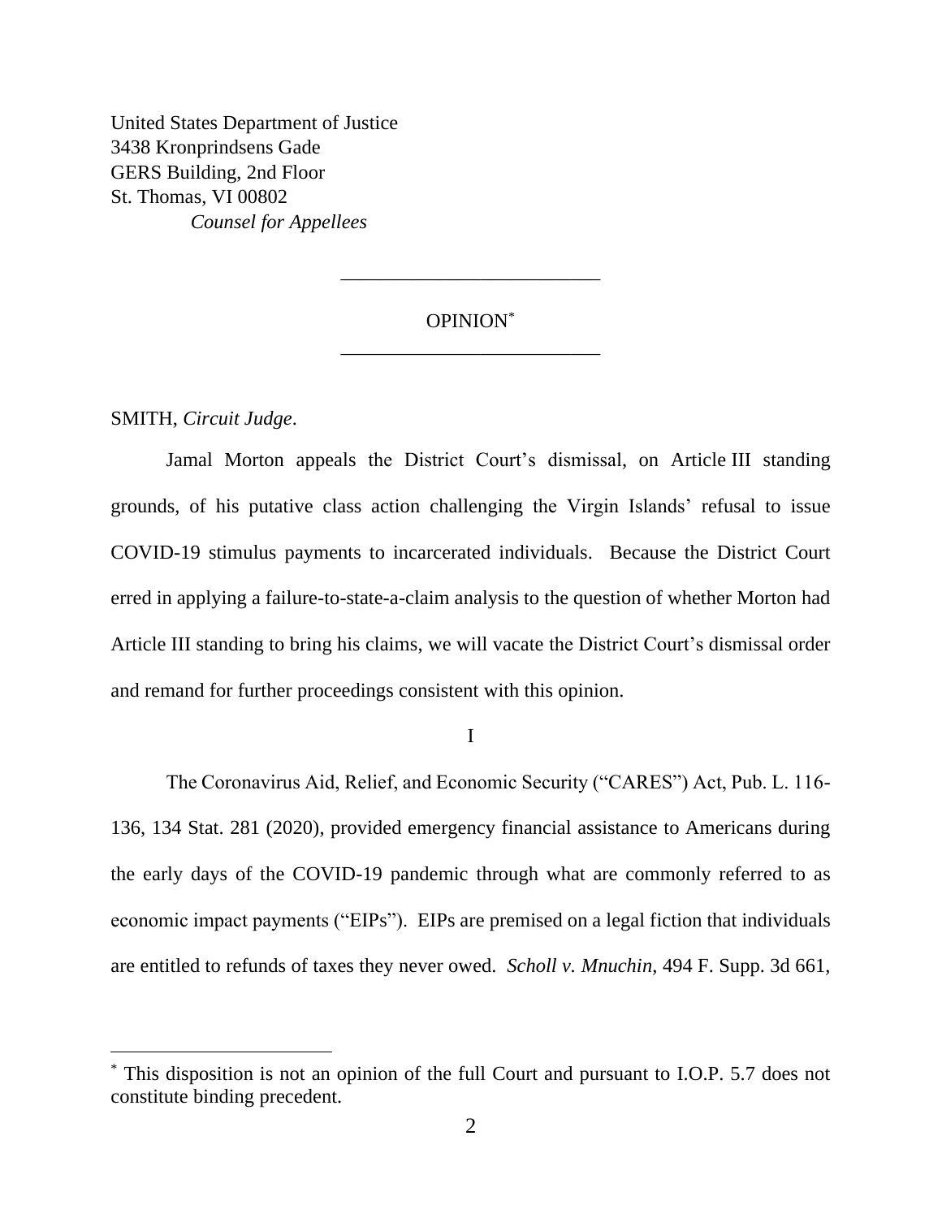United States Department of Justice
3438 Kronprindsens Gade
GERS Building, 2nd Floor
St. Thomas, VI 00802
*Counsel for Appellees*

---

OPINION[*]

---

SMITH, *Circuit Judge*.

Jamal Morton appeals the District Court's dismissal, on Article III standing grounds, of his putative class action challenging the Virgin Islands' refusal to issue COVID-19 stimulus payments to incarcerated individuals. Because the District Court erred in applying a failure-to-state-a-claim analysis to the question of whether Morton had Article III standing to bring his claims, we will vacate the District Court's dismissal order and remand for further proceedings consistent with this opinion.

I

The Coronavirus Aid, Relief, and Economic Security ("CARES") Act, Pub. L. 116-136, 134 Stat. 281 (2020), provided emergency financial assistance to Americans during the early days of the COVID-19 pandemic through what are commonly referred to as economic impact payments ("EIPs"). EIPs are premised on a legal fiction that individuals are entitled to refunds of taxes they never owed. *Scholl v. Mnuchin*, 494 F. Supp. 3d 661,

[*] This disposition is not an opinion of the full Court and pursuant to I.O.P. 5.7 does not constitute binding precedent.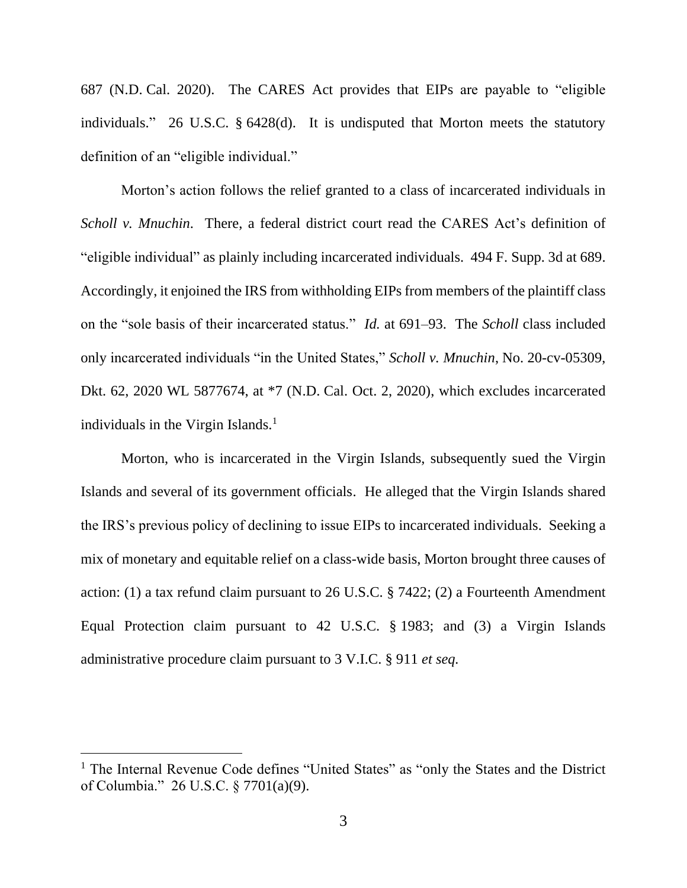687 (N.D. Cal. 2020). The CARES Act provides that EIPs are payable to "eligible individuals." 26 U.S.C. § 6428(d). It is undisputed that Morton meets the statutory definition of an "eligible individual."

Morton's action follows the relief granted to a class of incarcerated individuals in *Scholl v. Mnuchin*. There, a federal district court read the CARES Act's definition of "eligible individual" as plainly including incarcerated individuals. 494 F. Supp. 3d at 689. Accordingly, it enjoined the IRS from withholding EIPs from members of the plaintiff class on the "sole basis of their incarcerated status." *Id.* at 691–93. The *Scholl* class included only incarcerated individuals "in the United States," *Scholl v. Mnuchin*, No. 20-cv-05309, Dkt. 62, 2020 WL 5877674, at *7 (N.D. Cal. Oct. 2, 2020), which excludes incarcerated individuals in the Virgin Islands.[1]

Morton, who is incarcerated in the Virgin Islands, subsequently sued the Virgin Islands and several of its government officials. He alleged that the Virgin Islands shared the IRS's previous policy of declining to issue EIPs to incarcerated individuals. Seeking a mix of monetary and equitable relief on a class-wide basis, Morton brought three causes of action: (1) a tax refund claim pursuant to 26 U.S.C. § 7422; (2) a Fourteenth Amendment Equal Protection claim pursuant to 42 U.S.C. § 1983; and (3) a Virgin Islands administrative procedure claim pursuant to 3 V.I.C. § 911 *et seq.*

---

[1] The Internal Revenue Code defines "United States" as "only the States and the District of Columbia." 26 U.S.C. § 7701(a)(9).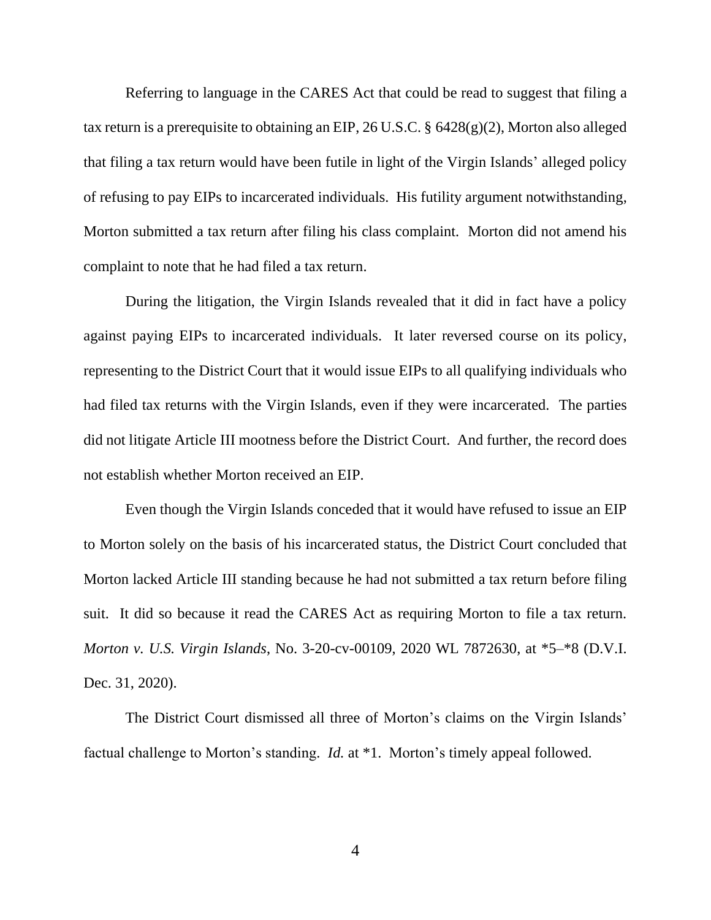Referring to language in the CARES Act that could be read to suggest that filing a tax return is a prerequisite to obtaining an EIP, 26 U.S.C. § 6428(g)(2), Morton also alleged that filing a tax return would have been futile in light of the Virgin Islands' alleged policy of refusing to pay EIPs to incarcerated individuals. His futility argument notwithstanding, Morton submitted a tax return after filing his class complaint. Morton did not amend his complaint to note that he had filed a tax return.

During the litigation, the Virgin Islands revealed that it did in fact have a policy against paying EIPs to incarcerated individuals. It later reversed course on its policy, representing to the District Court that it would issue EIPs to all qualifying individuals who had filed tax returns with the Virgin Islands, even if they were incarcerated. The parties did not litigate Article III mootness before the District Court. And further, the record does not establish whether Morton received an EIP.

Even though the Virgin Islands conceded that it would have refused to issue an EIP to Morton solely on the basis of his incarcerated status, the District Court concluded that Morton lacked Article III standing because he had not submitted a tax return before filing suit. It did so because it read the CARES Act as requiring Morton to file a tax return. *Morton v. U.S. Virgin Islands*, No. 3-20-cv-00109, 2020 WL 7872630, at *5–*8 (D.V.I. Dec. 31, 2020).

The District Court dismissed all three of Morton's claims on the Virgin Islands' factual challenge to Morton's standing. *Id.* at *1. Morton's timely appeal followed.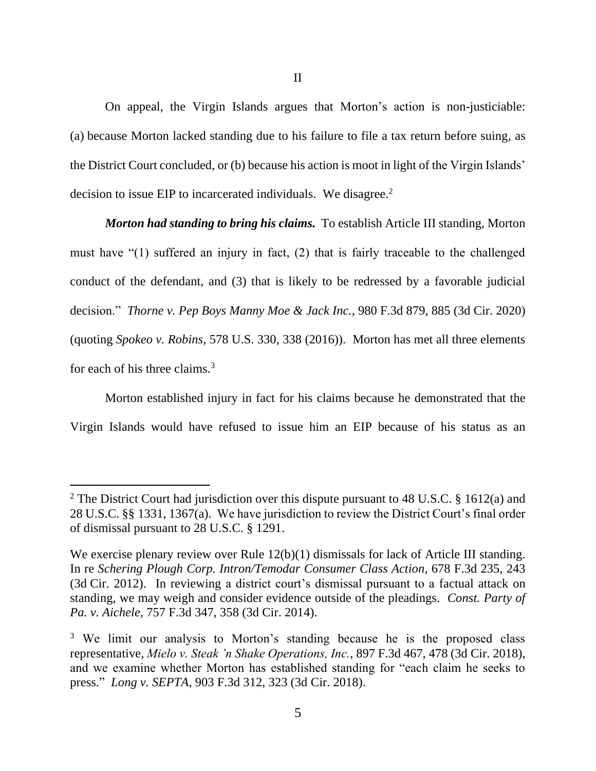II

On appeal, the Virgin Islands argues that Morton's action is non-justiciable: (a) because Morton lacked standing due to his failure to file a tax return before suing, as the District Court concluded, or (b) because his action is moot in light of the Virgin Islands' decision to issue EIP to incarcerated individuals. We disagree.[2]

***Morton had standing to bring his claims.*** To establish Article III standing, Morton must have "(1) suffered an injury in fact, (2) that is fairly traceable to the challenged conduct of the defendant, and (3) that is likely to be redressed by a favorable judicial decision." *Thorne v. Pep Boys Manny Moe & Jack Inc.*, 980 F.3d 879, 885 (3d Cir. 2020) (quoting *Spokeo v. Robins*, 578 U.S. 330, 338 (2016)). Morton has met all three elements for each of his three claims.[3]

Morton established injury in fact for his claims because he demonstrated that the Virgin Islands would have refused to issue him an EIP because of his status as an

---

[2] The District Court had jurisdiction over this dispute pursuant to 48 U.S.C. § 1612(a) and 28 U.S.C. §§ 1331, 1367(a). We have jurisdiction to review the District Court's final order of dismissal pursuant to 28 U.S.C. § 1291.

We exercise plenary review over Rule 12(b)(1) dismissals for lack of Article III standing. In re *Schering Plough Corp. Intron/Temodar Consumer Class Action*, 678 F.3d 235, 243 (3d Cir. 2012). In reviewing a district court's dismissal pursuant to a factual attack on standing, we may weigh and consider evidence outside of the pleadings. *Const. Party of Pa. v. Aichele*, 757 F.3d 347, 358 (3d Cir. 2014).

[3] We limit our analysis to Morton's standing because he is the proposed class representative, *Mielo v. Steak 'n Shake Operations, Inc.*, 897 F.3d 467, 478 (3d Cir. 2018), and we examine whether Morton has established standing for "each claim he seeks to press." *Long v. SEPTA*, 903 F.3d 312, 323 (3d Cir. 2018).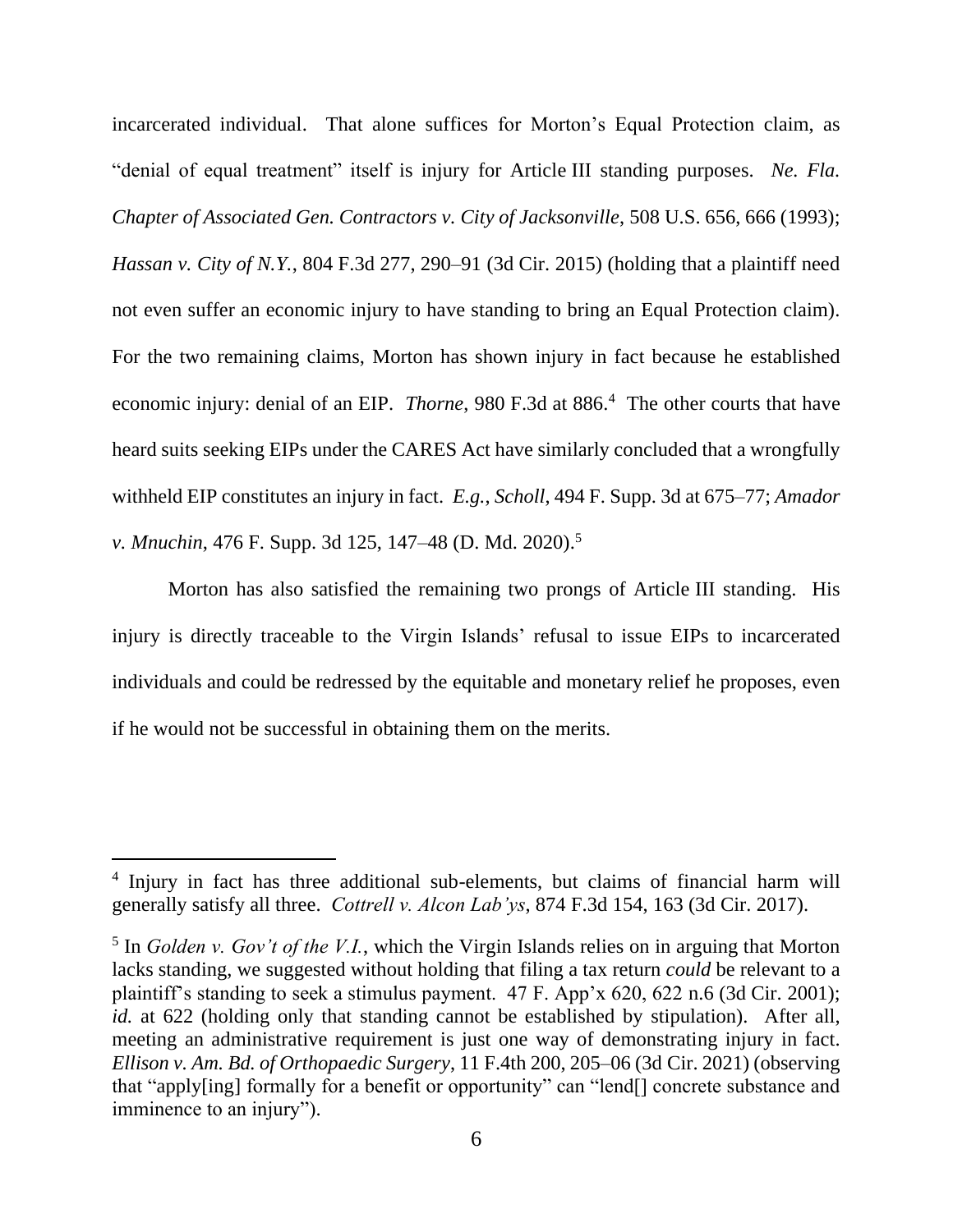incarcerated individual. That alone suffices for Morton's Equal Protection claim, as "denial of equal treatment" itself is injury for Article III standing purposes. *Ne. Fla. Chapter of Associated Gen. Contractors v. City of Jacksonville*, 508 U.S. 656, 666 (1993); *Hassan v. City of N.Y.*, 804 F.3d 277, 290–91 (3d Cir. 2015) (holding that a plaintiff need not even suffer an economic injury to have standing to bring an Equal Protection claim). For the two remaining claims, Morton has shown injury in fact because he established economic injury: denial of an EIP. *Thorne*, 980 F.3d at 886.[4] The other courts that have heard suits seeking EIPs under the CARES Act have similarly concluded that a wrongfully withheld EIP constitutes an injury in fact. *E.g.*, *Scholl*, 494 F. Supp. 3d at 675–77; *Amador v. Mnuchin*, 476 F. Supp. 3d 125, 147–48 (D. Md. 2020).[5]

Morton has also satisfied the remaining two prongs of Article III standing. His injury is directly traceable to the Virgin Islands' refusal to issue EIPs to incarcerated individuals and could be redressed by the equitable and monetary relief he proposes, even if he would not be successful in obtaining them on the merits.

---

[4] Injury in fact has three additional sub-elements, but claims of financial harm will generally satisfy all three. *Cottrell v. Alcon Lab'ys*, 874 F.3d 154, 163 (3d Cir. 2017).

[5] In *Golden v. Gov't of the V.I.*, which the Virgin Islands relies on in arguing that Morton lacks standing, we suggested without holding that filing a tax return *could* be relevant to a plaintiff's standing to seek a stimulus payment. 47 F. App'x 620, 622 n.6 (3d Cir. 2001); *id.* at 622 (holding only that standing cannot be established by stipulation). After all, meeting an administrative requirement is just one way of demonstrating injury in fact. *Ellison v. Am. Bd. of Orthopaedic Surgery*, 11 F.4th 200, 205–06 (3d Cir. 2021) (observing that "apply[ing] formally for a benefit or opportunity" can "lend[] concrete substance and imminence to an injury").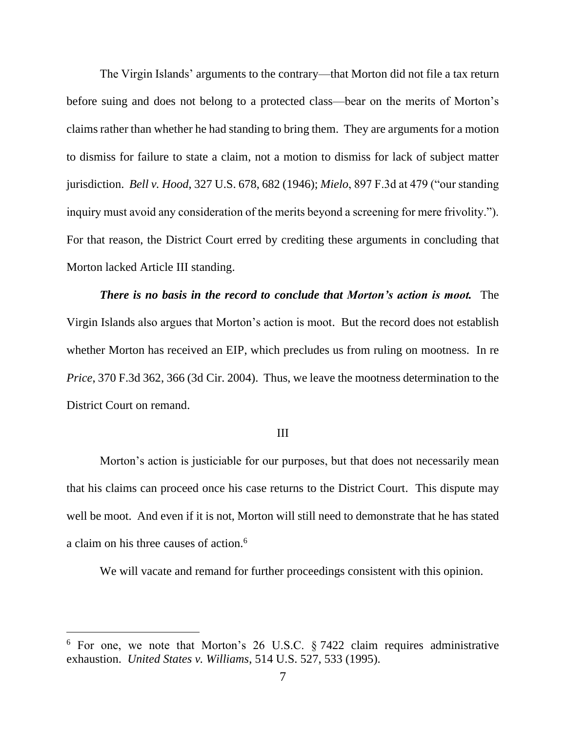The Virgin Islands' arguments to the contrary—that Morton did not file a tax return before suing and does not belong to a protected class—bear on the merits of Morton's claims rather than whether he had standing to bring them. They are arguments for a motion to dismiss for failure to state a claim, not a motion to dismiss for lack of subject matter jurisdiction. *Bell v. Hood*, 327 U.S. 678, 682 (1946); *Mielo*, 897 F.3d at 479 ("our standing inquiry must avoid any consideration of the merits beyond a screening for mere frivolity."). For that reason, the District Court erred by crediting these arguments in concluding that Morton lacked Article III standing.

***There is no basis in the record to conclude that Morton's action is moot.*** The Virgin Islands also argues that Morton's action is moot. But the record does not establish whether Morton has received an EIP, which precludes us from ruling on mootness. *In re Price*, 370 F.3d 362, 366 (3d Cir. 2004). Thus, we leave the mootness determination to the District Court on remand.

III

Morton's action is justiciable for our purposes, but that does not necessarily mean that his claims can proceed once his case returns to the District Court. This dispute may well be moot. And even if it is not, Morton will still need to demonstrate that he has stated a claim on his three causes of action.[6]

We will vacate and remand for further proceedings consistent with this opinion.

---

[6] For one, we note that Morton's 26 U.S.C. § 7422 claim requires administrative exhaustion. *United States v. Williams*, 514 U.S. 527, 533 (1995).